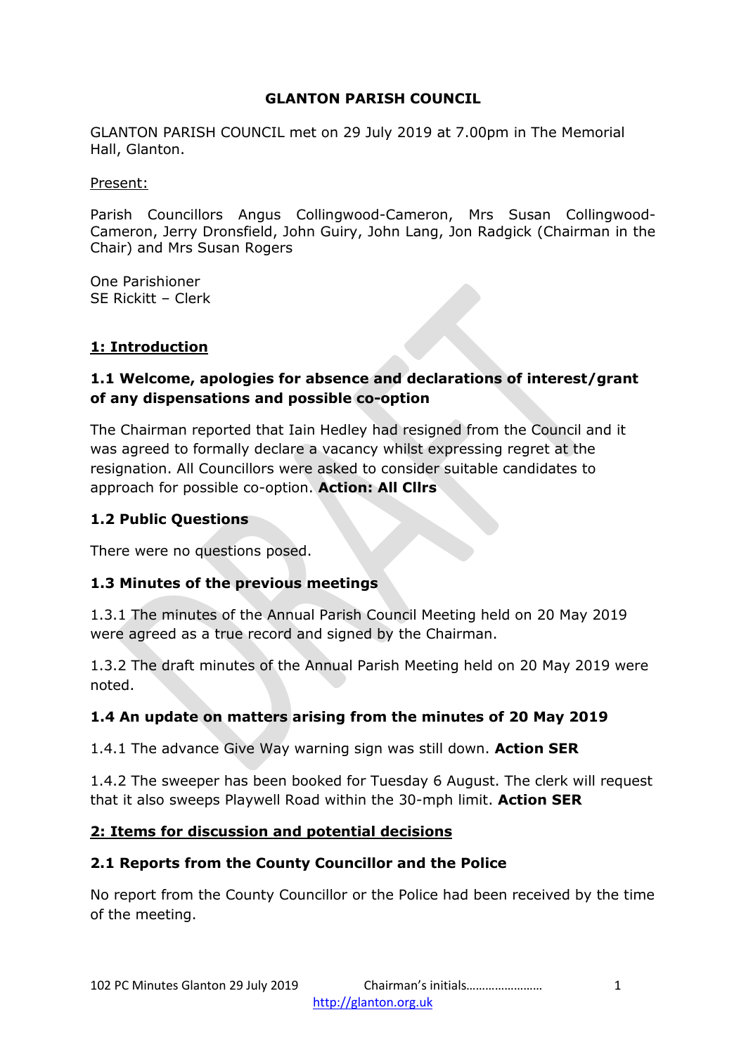# GLANTON PARISH COUNCIL

GLANTON PARISH COUNCIL met on 29 July 2019 at 7.00pm in The Memorial Hall, Glanton.

Present:

Parish Councillors Angus Collingwood-Cameron, Mrs Susan Collingwood-Cameron, Jerry Dronsfield, John Guiry, John Lang, Jon Radgick (Chairman in the Chair) and Mrs Susan Rogers

One Parishioner
SE Rickitt – Clerk

## 1: Introduction

### 1.1 Welcome, apologies for absence and declarations of interest/grant of any dispensations and possible co-option

The Chairman reported that Iain Hedley had resigned from the Council and it was agreed to formally declare a vacancy whilst expressing regret at the resignation. All Councillors were asked to consider suitable candidates to approach for possible co-option. **Action: All Cllrs**

### 1.2 Public Questions

There were no questions posed.

### 1.3 Minutes of the previous meetings

1.3.1 The minutes of the Annual Parish Council Meeting held on 20 May 2019 were agreed as a true record and signed by the Chairman.

1.3.2 The draft minutes of the Annual Parish Meeting held on 20 May 2019 were noted.

### 1.4 An update on matters arising from the minutes of 20 May 2019

1.4.1 The advance Give Way warning sign was still down. **Action SER**

1.4.2 The sweeper has been booked for Tuesday 6 August. The clerk will request that it also sweeps Playwell Road within the 30-mph limit. **Action SER**

## 2: Items for discussion and potential decisions

### 2.1 Reports from the County Councillor and the Police

No report from the County Councillor or the Police had been received by the time of the meeting.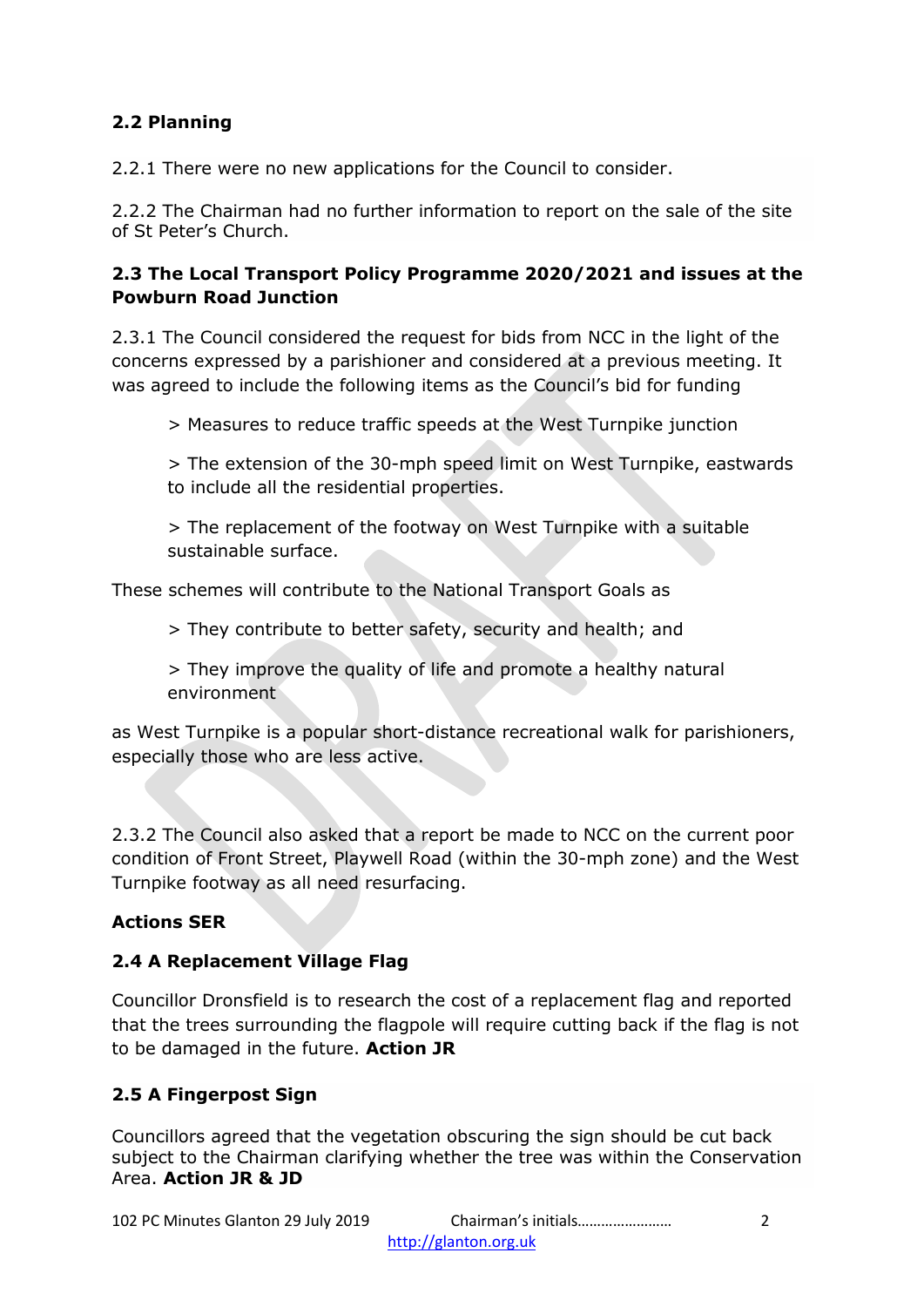### 2.2 Planning

2.2.1 There were no new applications for the Council to consider.

2.2.2 The Chairman had no further information to report on the sale of the site of St Peter's Church.

### 2.3 The Local Transport Policy Programme 2020/2021 and issues at the Powburn Road Junction

2.3.1 The Council considered the request for bids from NCC in the light of the concerns expressed by a parishioner and considered at a previous meeting. It was agreed to include the following items as the Council's bid for funding

> Measures to reduce traffic speeds at the West Turnpike junction

> The extension of the 30-mph speed limit on West Turnpike, eastwards to include all the residential properties.

> The replacement of the footway on West Turnpike with a suitable sustainable surface.

These schemes will contribute to the National Transport Goals as

> They contribute to better safety, security and health; and

> They improve the quality of life and promote a healthy natural environment

as West Turnpike is a popular short-distance recreational walk for parishioners, especially those who are less active.

2.3.2 The Council also asked that a report be made to NCC on the current poor condition of Front Street, Playwell Road (within the 30-mph zone) and the West Turnpike footway as all need resurfacing.

**Actions SER**

### 2.4 A Replacement Village Flag

Councillor Dronsfield is to research the cost of a replacement flag and reported that the trees surrounding the flagpole will require cutting back if the flag is not to be damaged in the future. **Action JR**

### 2.5 A Fingerpost Sign

Councillors agreed that the vegetation obscuring the sign should be cut back subject to the Chairman clarifying whether the tree was within the Conservation Area. **Action JR & JD**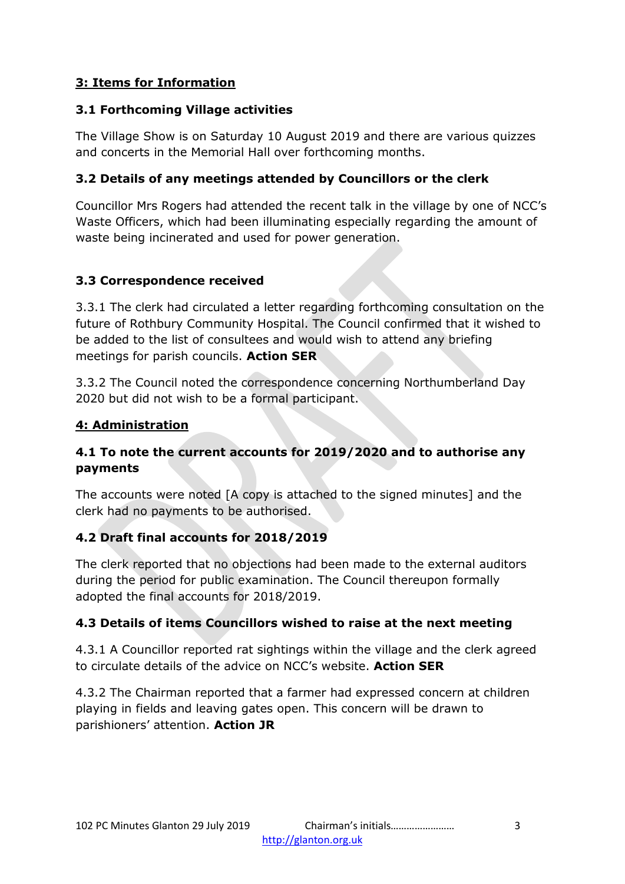## 3: Items for Information

### 3.1 Forthcoming Village activities

The Village Show is on Saturday 10 August 2019 and there are various quizzes and concerts in the Memorial Hall over forthcoming months.

### 3.2 Details of any meetings attended by Councillors or the clerk

Councillor Mrs Rogers had attended the recent talk in the village by one of NCC's Waste Officers, which had been illuminating especially regarding the amount of waste being incinerated and used for power generation.

### 3.3 Correspondence received

3.3.1 The clerk had circulated a letter regarding forthcoming consultation on the future of Rothbury Community Hospital. The Council confirmed that it wished to be added to the list of consultees and would wish to attend any briefing meetings for parish councils. **Action SER**

3.3.2 The Council noted the correspondence concerning Northumberland Day 2020 but did not wish to be a formal participant.

## 4: Administration

### 4.1 To note the current accounts for 2019/2020 and to authorise any payments

The accounts were noted [A copy is attached to the signed minutes] and the clerk had no payments to be authorised.

### 4.2 Draft final accounts for 2018/2019

The clerk reported that no objections had been made to the external auditors during the period for public examination. The Council thereupon formally adopted the final accounts for 2018/2019.

### 4.3 Details of items Councillors wished to raise at the next meeting

4.3.1 A Councillor reported rat sightings within the village and the clerk agreed to circulate details of the advice on NCC's website. **Action SER**

4.3.2 The Chairman reported that a farmer had expressed concern at children playing in fields and leaving gates open. This concern will be drawn to parishioners' attention. **Action JR**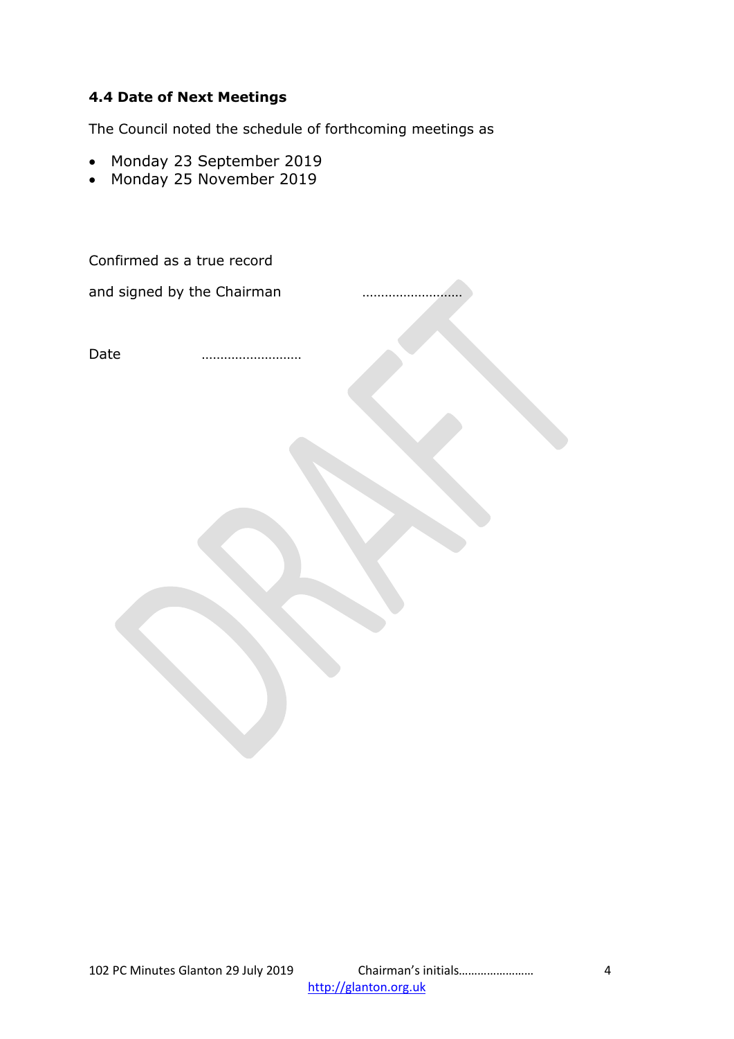### 4.4 Date of Next Meetings

The Council noted the schedule of forthcoming meetings as

- Monday 23 September 2019
- Monday 25 November 2019

Confirmed as a true record

and signed by the Chairman ………………………

Date ………………………